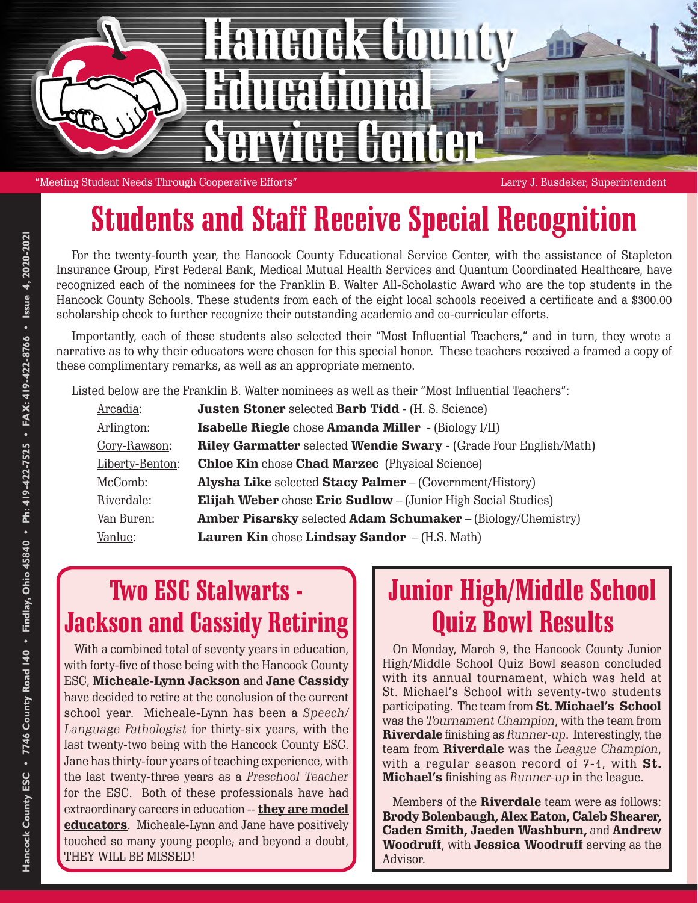# Hancock County Educational Service Center

"Meeting Student Needs Through Cooperative Efforts"

Larry J. Busdeker, Superintendent

## Students and Staff Receive Special Recognition

For the twenty-fourth year, the Hancock County Educational Service Center, with the assistance of Stapleton Insurance Group, First Federal Bank, Medical Mutual Health Services and Quantum Coordinated Healthcare, have recognized each of the nominees for the Franklin B. Walter All-Scholastic Award who are the top students in the Hancock County Schools. These students from each of the eight local schools received a certificate and a $300.00 scholarship check to further recognize their outstanding academic and co-curricular efforts.

Importantly, each of these students also selected their "Most Influential Teachers," and in turn, they wrote a narrative as to why their educators were chosen for this special honor. These teachers received a framed a copy of these complimentary remarks, as well as an appropriate memento.

Listed below are the Franklin B. Walter nominees as well as their "Most Influential Teachers":

| | |
|---|---|
| Arcadia: | **Justen Stoner** selected **Barb Tidd** - (H. S. Science) |
| Arlington: | **Isabelle Riegle** chose **Amanda Miller** - (Biology I/II) |
| Cory-Rawson: | **Riley Garmatter** selected **Wendie Swary** - (Grade Four English/Math) |
| Liberty-Benton: | **Chloe Kin** chose **Chad Marzec** (Physical Science) |
| McComb: | **Alysha Like** selected **Stacy Palmer** – (Government/History) |
| Riverdale: | **Elijah Weber** chose **Eric Sudlow** – (Junior High Social Studies) |
| Van Buren: | **Amber Pisarsky** selected **Adam Schumaker** – (Biology/Chemistry) |
| Vanlue: | **Lauren Kin** chose **Lindsay Sandor** – (H.S. Math) |

## Two ESC Stalwarts - Jackson and Cassidy Retiring

With a combined total of seventy years in education, with forty-five of those being with the Hancock County ESC, **Micheale-Lynn Jackson** and **Jane Cassidy** have decided to retire at the conclusion of the current school year. Micheale-Lynn has been a *Speech/Language Pathologist* for thirty-six years, with the last twenty-two being with the Hancock County ESC. Jane has thirty-four years of teaching experience, with the last twenty-three years as a *Preschool Teacher* for the ESC. Both of these professionals have had extraordinary careers in education -- **they are model educators**. Micheale-Lynn and Jane have positively touched so many young people; and beyond a doubt, THEY WILL BE MISSED!

## Junior High/Middle School Quiz Bowl Results

On Monday, March 9, the Hancock County Junior High/Middle School Quiz Bowl season concluded with its annual tournament, which was held at St. Michael's School with seventy-two students participating. The team from **St. Michael's School** was the *Tournament Champion*, with the team from **Riverdale** finishing as *Runner-up*. Interestingly, the team from **Riverdale** was the *League Champion*, with a regular season record of 7-1, with **St. Michael's** finishing as *Runner-up* in the league.

Members of the **Riverdale** team were as follows: **Brody Bolenbaugh, Alex Eaton, Caleb Shearer, Caden Smith, Jaeden Washburn,** and **Andrew Woodruff**, with **Jessica Woodruff** serving as the Advisor.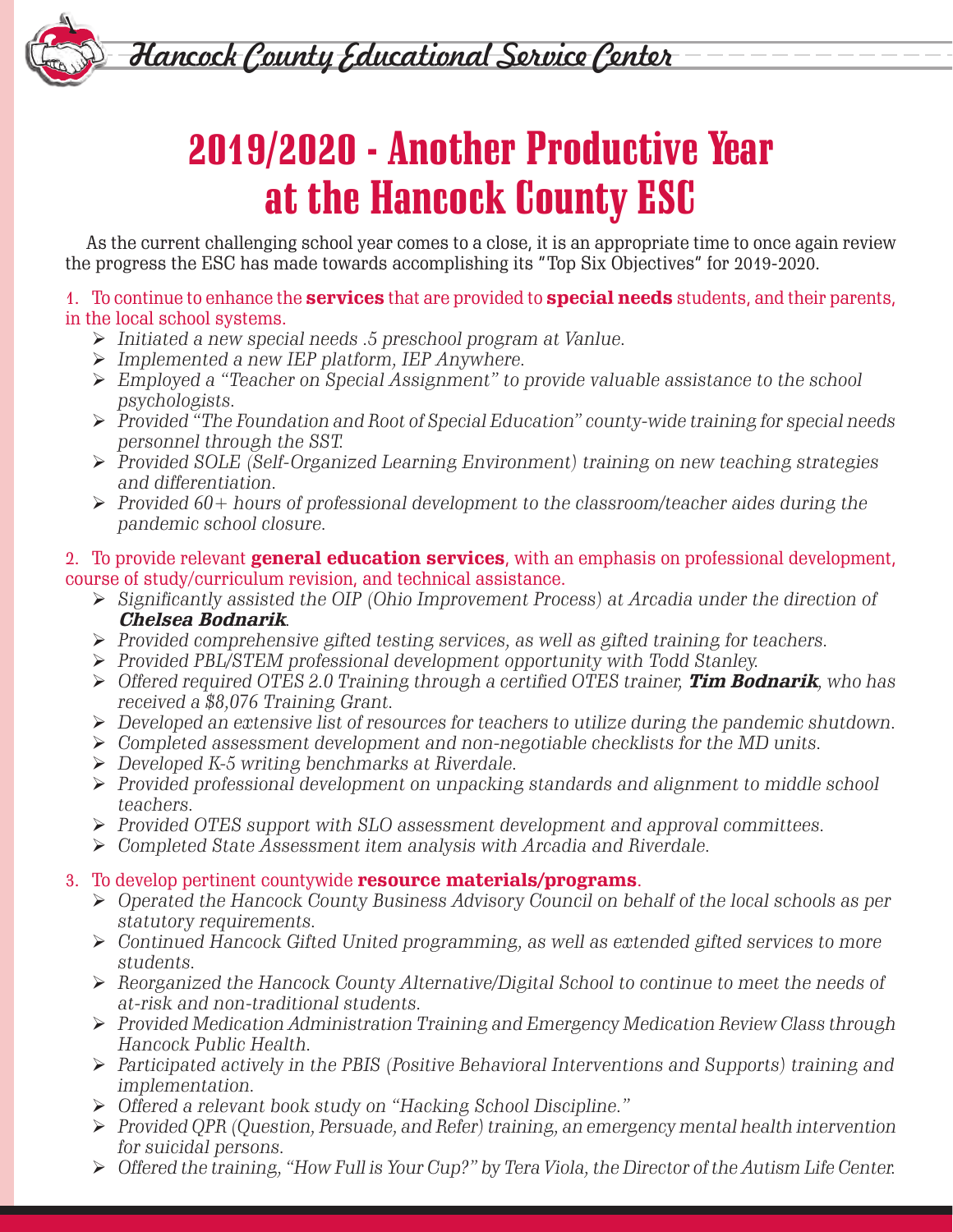# 2019/2020 - Another Productive Year at the Hancock County ESC

As the current challenging school year comes to a close, it is an appropriate time to once again review the progress the ESC has made towards accomplishing its "Top Six Objectives" for 2019-2020.

1. To continue to enhance the **services** that are provided to **special needs** students, and their parents, in the local school systems.
   - *Initiated a new special needs .5 preschool program at Vanlue.*
   - *Implemented a new IEP platform, IEP Anywhere.*
   - *Employed a "Teacher on Special Assignment" to provide valuable assistance to the school psychologists.*
   - *Provided "The Foundation and Root of Special Education" county-wide training for special needs personnel through the SST.*
   - *Provided SOLE (Self-Organized Learning Environment) training on new teaching strategies and differentiation.*
   - *Provided 60+ hours of professional development to the classroom/teacher aides during the pandemic school closure.*

2. To provide relevant **general education services**, with an emphasis on professional development, course of study/curriculum revision, and technical assistance.
   - *Significantly assisted the OIP (Ohio Improvement Process) at Arcadia under the direction of* ***Chelsea Bodnarik****.*
   - *Provided comprehensive gifted testing services, as well as gifted training for teachers.*
   - *Provided PBL/STEM professional development opportunity with Todd Stanley.*
   - *Offered required OTES 2.0 Training through a certified OTES trainer,* ***Tim Bodnarik****, who has received a $8,076 Training Grant.*
   - *Developed an extensive list of resources for teachers to utilize during the pandemic shutdown.*
   - *Completed assessment development and non-negotiable checklists for the MD units.*
   - *Developed K-5 writing benchmarks at Riverdale.*
   - *Provided professional development on unpacking standards and alignment to middle school teachers.*
   - *Provided OTES support with SLO assessment development and approval committees.*
   - *Completed State Assessment item analysis with Arcadia and Riverdale.*

3. To develop pertinent countywide **resource materials/programs**.
   - *Operated the Hancock County Business Advisory Council on behalf of the local schools as per statutory requirements.*
   - *Continued Hancock Gifted United programming, as well as extended gifted services to more students.*
   - *Reorganized the Hancock County Alternative/Digital School to continue to meet the needs of at-risk and non-traditional students.*
   - *Provided Medication Administration Training and Emergency Medication Review Class through Hancock Public Health.*
   - *Participated actively in the PBIS (Positive Behavioral Interventions and Supports) training and implementation.*
   - *Offered a relevant book study on "Hacking School Discipline."*
   - *Provided QPR (Question, Persuade, and Refer) training, an emergency mental health intervention for suicidal persons.*
   - *Offered the training, "How Full is Your Cup?" by Tera Viola, the Director of the Autism Life Center.*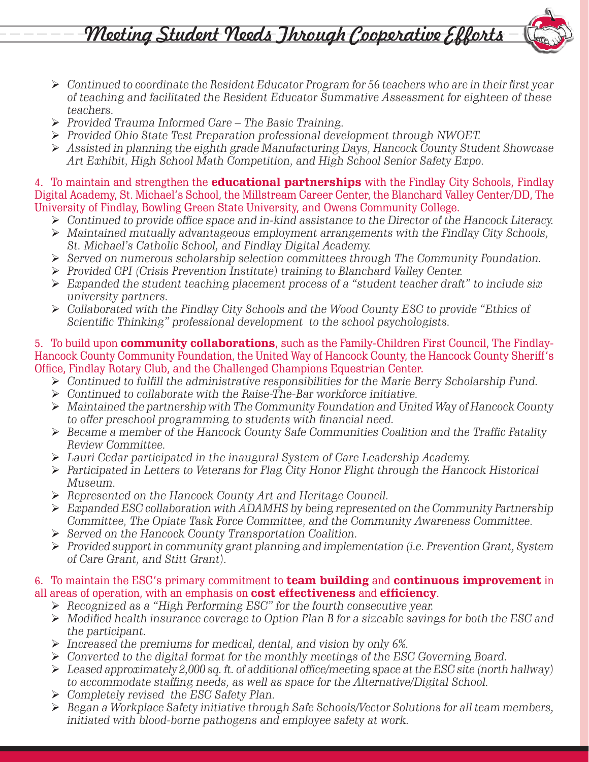- *Continued to coordinate the Resident Educator Program for 56 teachers who are in their first year of teaching and facilitated the Resident Educator Summative Assessment for eighteen of these teachers.*
- *Provided Trauma Informed Care – The Basic Training.*
- *Provided Ohio State Test Preparation professional development through NWOET.*
- *Assisted in planning the eighth grade Manufacturing Days, Hancock County Student Showcase Art Exhibit, High School Math Competition, and High School Senior Safety Expo.*

4. To maintain and strengthen the **educational partnerships** with the Findlay City Schools, Findlay Digital Academy, St. Michael's School, the Millstream Career Center, the Blanchard Valley Center/DD, The University of Findlay, Bowling Green State University, and Owens Community College.

- *Continued to provide office space and in-kind assistance to the Director of the Hancock Literacy.*
- *Maintained mutually advantageous employment arrangements with the Findlay City Schools, St. Michael's Catholic School, and Findlay Digital Academy.*
- *Served on numerous scholarship selection committees through The Community Foundation.*
- *Provided CPI (Crisis Prevention Institute) training to Blanchard Valley Center.*
- *Expanded the student teaching placement process of a "student teacher draft" to include six university partners.*
- *Collaborated with the Findlay City Schools and the Wood County ESC to provide "Ethics of Scientific Thinking" professional development to the school psychologists.*

5. To build upon **community collaborations**, such as the Family-Children First Council, The Findlay-Hancock County Community Foundation, the United Way of Hancock County, the Hancock County Sheriff's Office, Findlay Rotary Club, and the Challenged Champions Equestrian Center.

- *Continued to fulfill the administrative responsibilities for the Marie Berry Scholarship Fund.*
- *Continued to collaborate with the Raise-The-Bar workforce initiative.*
- *Maintained the partnership with The Community Foundation and United Way of Hancock County to offer preschool programming to students with financial need.*
- *Became a member of the Hancock County Safe Communities Coalition and the Traffic Fatality Review Committee.*
- *Lauri Cedar participated in the inaugural System of Care Leadership Academy.*
- *Participated in Letters to Veterans for Flag City Honor Flight through the Hancock Historical Museum.*
- *Represented on the Hancock County Art and Heritage Council.*
- *Expanded ESC collaboration with ADAMHS by being represented on the Community Partnership Committee, The Opiate Task Force Committee, and the Community Awareness Committee.*
- *Served on the Hancock County Transportation Coalition.*
- *Provided support in community grant planning and implementation (i.e. Prevention Grant, System of Care Grant, and Stitt Grant).*

6. To maintain the ESC's primary commitment to **team building** and **continuous improvement** in all areas of operation, with an emphasis on **cost effectiveness** and **efficiency**.

- *Recognized as a "High Performing ESC" for the fourth consecutive year.*
- *Modified health insurance coverage to Option Plan B for a sizeable savings for both the ESC and the participant.*
- *Increased the premiums for medical, dental, and vision by only 6%.*
- *Converted to the digital format for the monthly meetings of the ESC Governing Board.*
- *Leased approximately 2,000 sq. ft. of additional office/meeting space at the ESC site (north hallway) to accommodate staffing needs, as well as space for the Alternative/Digital School.*
- *Completely revised the ESC Safety Plan.*
- *Began a Workplace Safety initiative through Safe Schools/Vector Solutions for all team members, initiated with blood-borne pathogens and employee safety at work.*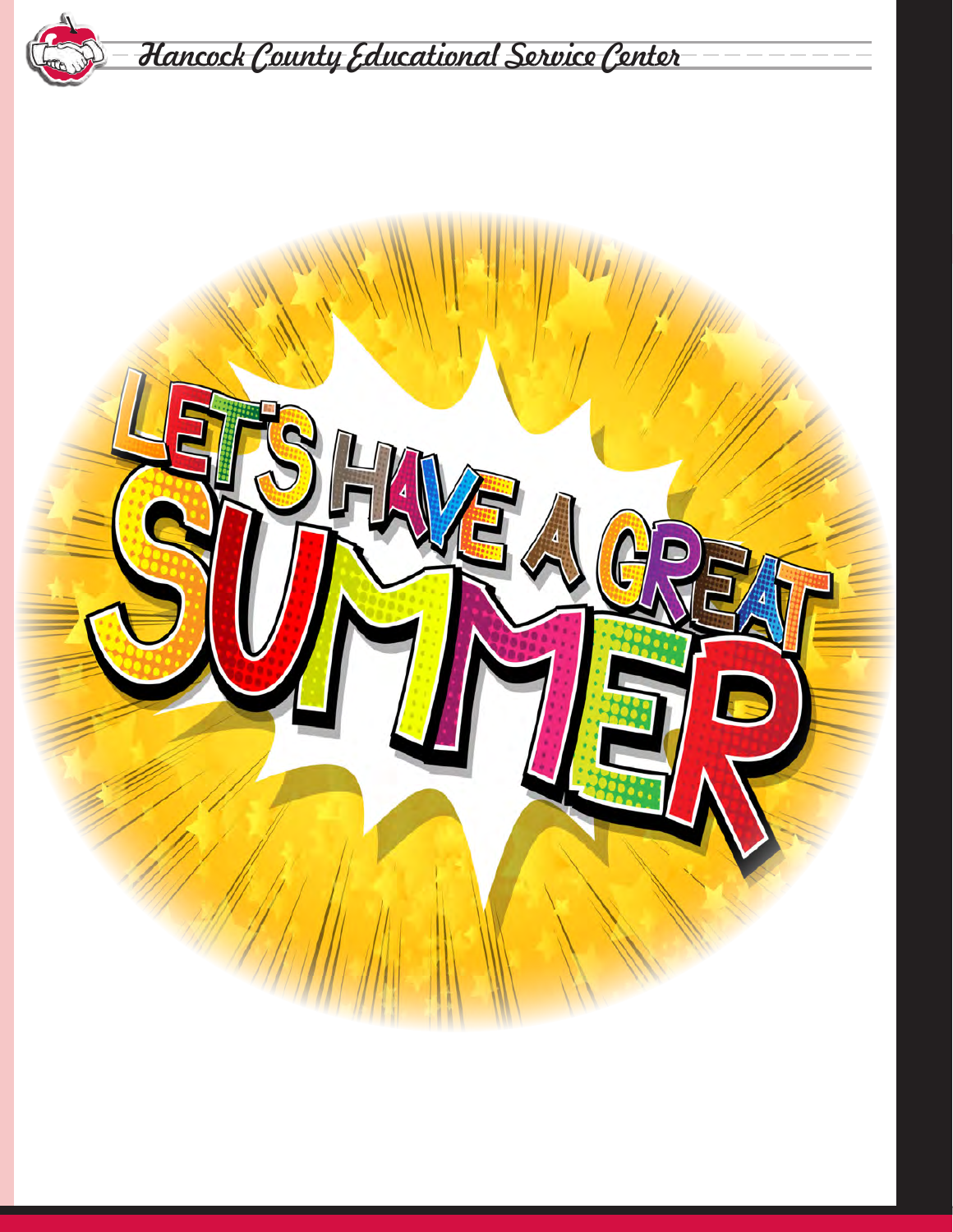Hancock County Educational Service Center

LET'S HAVE A GREAT SUMMER